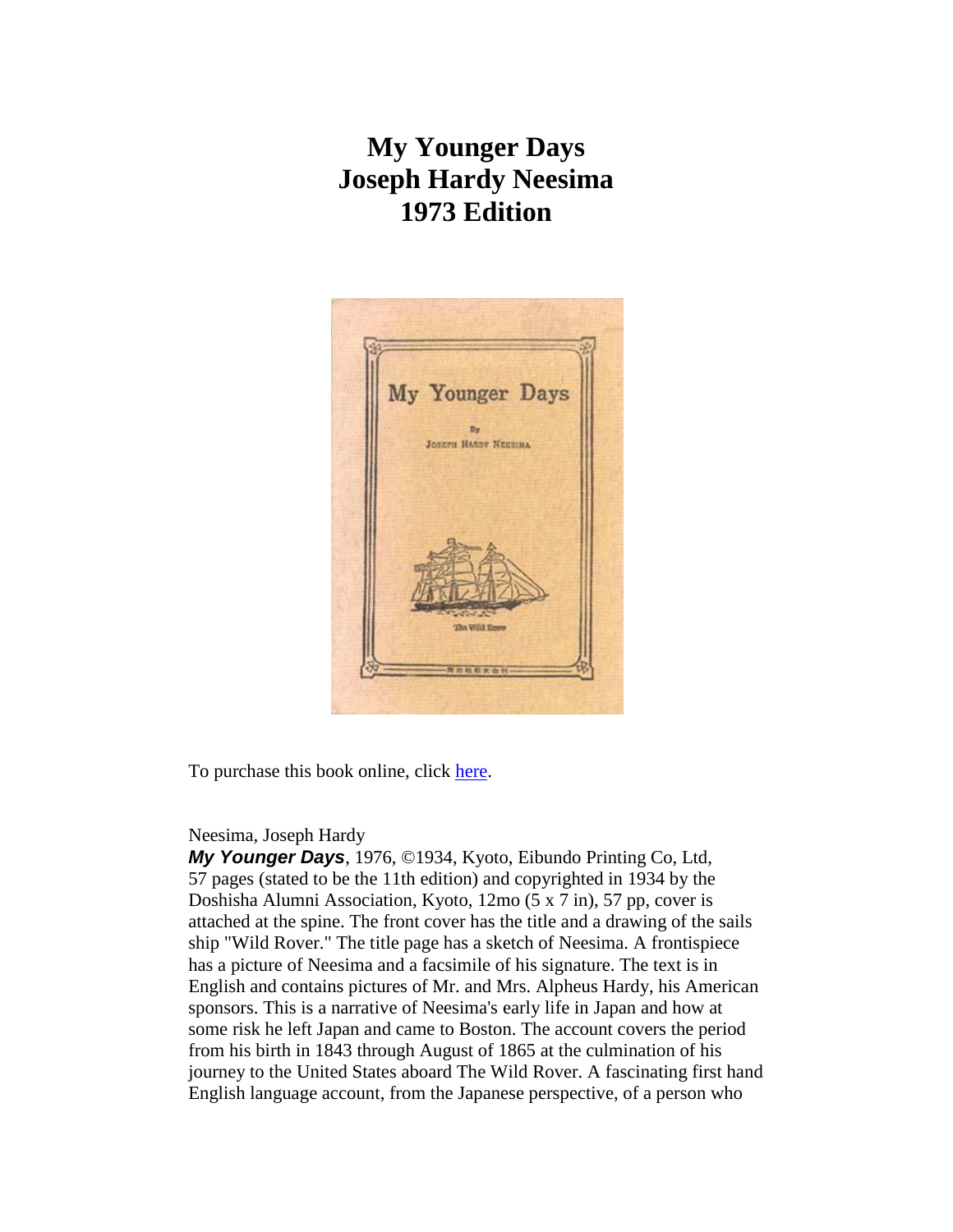# My Younger Days
# Joseph Hardy Neesima
# 1973 Edition

To purchase this book online, click here.

Neesima, Joseph Hardy
***My Younger Days***, 1976, ©1934, Kyoto, Eibundo Printing Co, Ltd, 57 pages (stated to be the 11th edition) and copyrighted in 1934 by the Doshisha Alumni Association, Kyoto, 12mo (5 x 7 in), 57 pp, cover is attached at the spine. The front cover has the title and a drawing of the sails ship "Wild Rover." The title page has a sketch of Neesima. A frontispiece has a picture of Neesima and a facsimile of his signature. The text is in English and contains pictures of Mr. and Mrs. Alpheus Hardy, his American sponsors. This is a narrative of Neesima's early life in Japan and how at some risk he left Japan and came to Boston. The account covers the period from his birth in 1843 through August of 1865 at the culmination of his journey to the United States aboard The Wild Rover. A fascinating first hand English language account, from the Japanese perspective, of a person who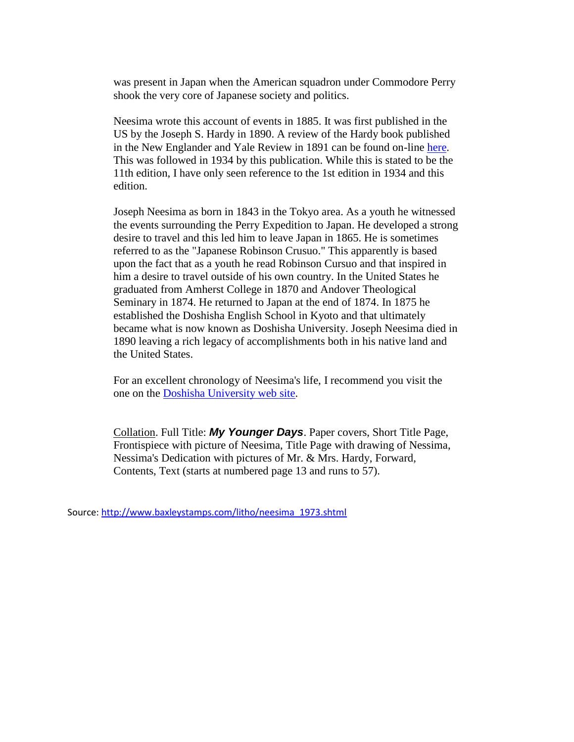was present in Japan when the American squadron under Commodore Perry shook the very core of Japanese society and politics.

Neesima wrote this account of events in 1885. It was first published in the US by the Joseph S. Hardy in 1890. A review of the Hardy book published in the New Englander and Yale Review in 1891 can be found on-line [here](). This was followed in 1934 by this publication. While this is stated to be the 11th edition, I have only seen reference to the 1st edition in 1934 and this edition.

Joseph Neesima as born in 1843 in the Tokyo area. As a youth he witnessed the events surrounding the Perry Expedition to Japan. He developed a strong desire to travel and this led him to leave Japan in 1865. He is sometimes referred to as the "Japanese Robinson Crusuo." This apparently is based upon the fact that as a youth he read Robinson Cursuo and that inspired in him a desire to travel outside of his own country. In the United States he graduated from Amherst College in 1870 and Andover Theological Seminary in 1874. He returned to Japan at the end of 1874. In 1875 he established the Doshisha English School in Kyoto and that ultimately became what is now known as Doshisha University. Joseph Neesima died in 1890 leaving a rich legacy of accomplishments both in his native land and the United States.

For an excellent chronology of Neesima's life, I recommend you visit the one on the [Doshisha University web site]().

Collation. Full Title: ***My Younger Days***. Paper covers, Short Title Page, Frontispiece with picture of Neesima, Title Page with drawing of Nessima, Nessima's Dedication with pictures of Mr. & Mrs. Hardy, Forward, Contents, Text (starts at numbered page 13 and runs to 57).

Source: http://www.baxleystamps.com/litho/neesima_1973.shtml